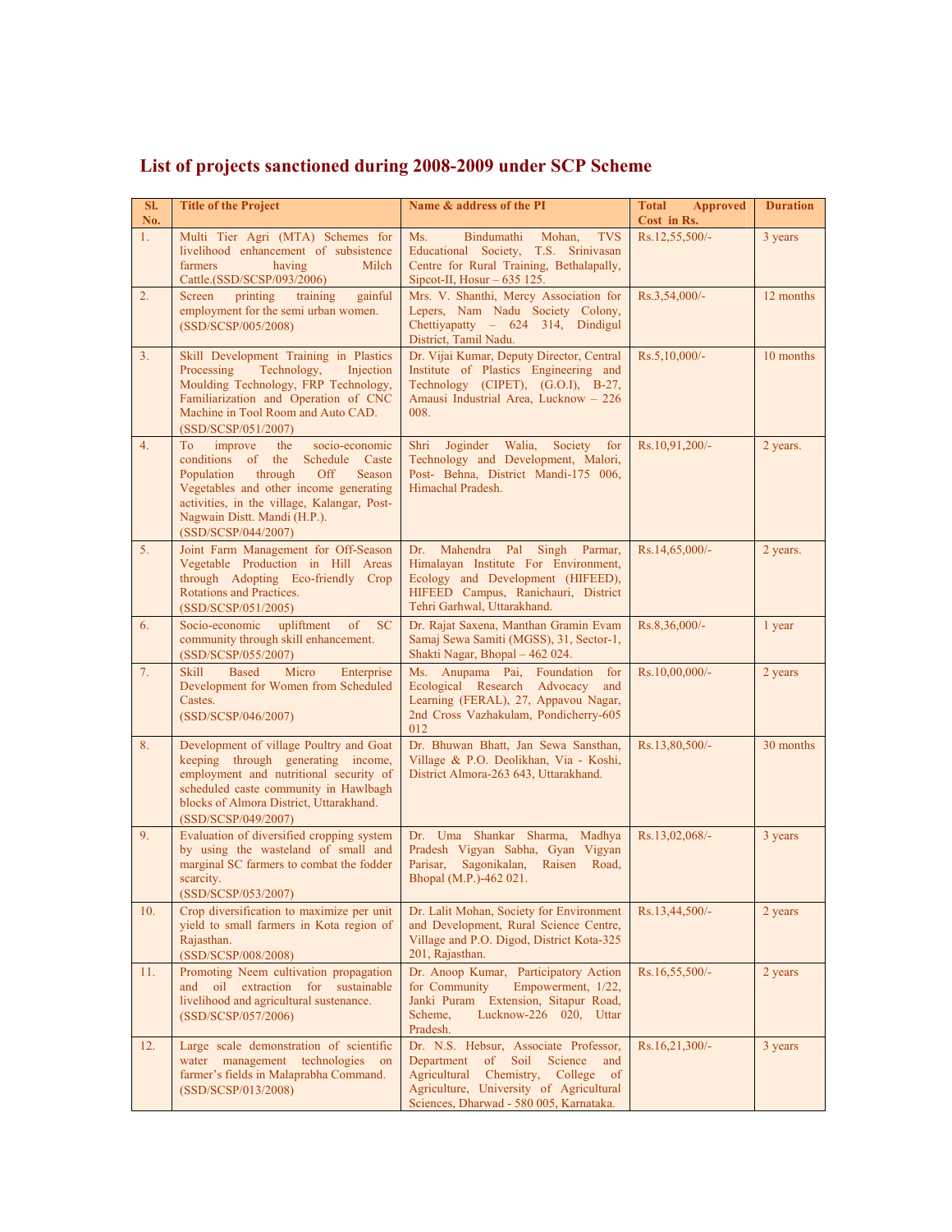## List of projects sanctioned during 2008-2009 under SCP Scheme

| Sl. No. | Title of the Project | Name & address of the PI | Total Approved Cost in Rs. | Duration |
|---|---|---|---|---|
| 1. | Multi Tier Agri (MTA) Schemes for livelihood enhancement of subsistence farmers having Milch Cattle.(SSD/SCSP/093/2006) | Ms. Bindumathi Mohan, TVS Educational Society, T.S. Srinivasan Centre for Rural Training, Bethalapally, Sipcot-II, Hosur – 635 125. | Rs.12,55,500/- | 3 years |
| 2. | Screen printing training gainful employment for the semi urban women. (SSD/SCSP/005/2008) | Mrs. V. Shanthi, Mercy Association for Lepers, Nam Nadu Society Colony, Chettiyapatty – 624 314, Dindigul District, Tamil Nadu. | Rs.3,54,000/- | 12 months |
| 3. | Skill Development Training in Plastics Processing Technology, Injection Moulding Technology, FRP Technology, Familiarization and Operation of CNC Machine in Tool Room and Auto CAD. (SSD/SCSP/051/2007) | Dr. Vijai Kumar, Deputy Director, Central Institute of Plastics Engineering and Technology (CIPET), (G.O.I), B-27, Amausi Industrial Area, Lucknow – 226 008. | Rs.5,10,000/- | 10 months |
| 4. | To improve the socio-economic conditions of the Schedule Caste Population through Off Season Vegetables and other income generating activities, in the village, Kalangar, Post-Nagwain Distt. Mandi (H.P.). (SSD/SCSP/044/2007) | Shri Joginder Walia, Society for Technology and Development, Malori, Post- Behna, District Mandi-175 006, Himachal Pradesh. | Rs.10,91,200/- | 2 years. |
| 5. | Joint Farm Management for Off-Season Vegetable Production in Hill Areas through Adopting Eco-friendly Crop Rotations and Practices. (SSD/SCSP/051/2005) | Dr. Mahendra Pal Singh Parmar, Himalayan Institute For Environment, Ecology and Development (HIFEED), HIFEED Campus, Ranichauri, District Tehri Garhwal, Uttarakhand. | Rs.14,65,000/- | 2 years. |
| 6. | Socio-economic upliftment of SC community through skill enhancement. (SSD/SCSP/055/2007) | Dr. Rajat Saxena, Manthan Gramin Evam Samaj Sewa Samiti (MGSS), 31, Sector-1, Shakti Nagar, Bhopal – 462 024. | Rs.8,36,000/- | 1 year |
| 7. | Skill Based Micro Enterprise Development for Women from Scheduled Castes. (SSD/SCSP/046/2007) | Ms. Anupama Pai, Foundation for Ecological Research Advocacy and Learning (FERAL), 27, Appavou Nagar, 2nd Cross Vazhakulam, Pondicherry-605 012 | Rs.10,00,000/- | 2 years |
| 8. | Development of village Poultry and Goat keeping through generating income, employment and nutritional security of scheduled caste community in Hawlbagh blocks of Almora District, Uttarakhand. (SSD/SCSP/049/2007) | Dr. Bhuwan Bhatt, Jan Sewa Sansthan, Village & P.O. Deolikhan, Via - Koshi, District Almora-263 643, Uttarakhand. | Rs.13,80,500/- | 30 months |
| 9. | Evaluation of diversified cropping system by using the wasteland of small and marginal SC farmers to combat the fodder scarcity. (SSD/SCSP/053/2007) | Dr. Uma Shankar Sharma, Madhya Pradesh Vigyan Sabha, Gyan Vigyan Parisar, Sagonikalan, Raisen Road, Bhopal (M.P.)-462 021. | Rs.13,02,068/- | 3 years |
| 10. | Crop diversification to maximize per unit yield to small farmers in Kota region of Rajasthan. (SSD/SCSP/008/2008) | Dr. Lalit Mohan, Society for Environment and Development, Rural Science Centre, Village and P.O. Digod, District Kota-325 201, Rajasthan. | Rs.13,44,500/- | 2 years |
| 11. | Promoting Neem cultivation propagation and oil extraction for sustainable livelihood and agricultural sustenance. (SSD/SCSP/057/2006) | Dr. Anoop Kumar, Participatory Action for Community Empowerment, 1/22, Janki Puram Extension, Sitapur Road, Scheme, Lucknow-226 020, Uttar Pradesh. | Rs.16,55,500/- | 2 years |
| 12. | Large scale demonstration of scientific water management technologies on farmer's fields in Malaprabha Command. (SSD/SCSP/013/2008) | Dr. N.S. Hebsur, Associate Professor, Department of Soil Science and Agricultural Chemistry, College of Agriculture, University of Agricultural Sciences, Dharwad - 580 005, Karnataka. | Rs.16,21,300/- | 3 years |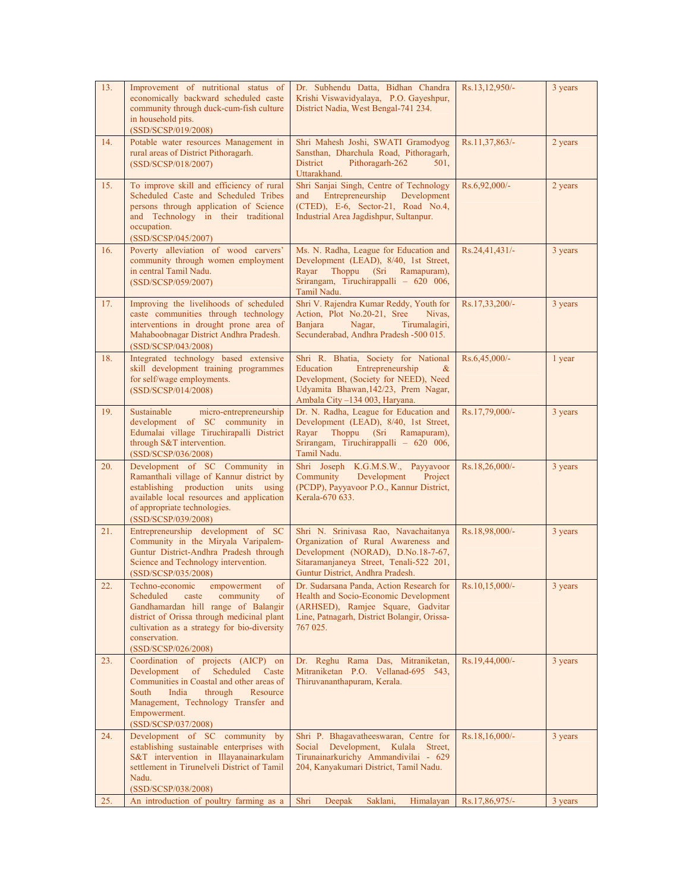| 13. | Improvement of nutritional status of economically backward scheduled caste community through duck-cum-fish culture in household pits. (SSD/SCSP/019/2008) | Dr. Subhendu Datta, Bidhan Chandra Krishi Viswavidyalaya, P.O. Gayeshpur, District Nadia, West Bengal-741 234. | Rs.13,12,950/- | 3 years |
|---|---|---|---|---|
| 14. | Potable water resources Management in rural areas of District Pithoragarh. (SSD/SCSP/018/2007) | Shri Mahesh Joshi, SWATI Gramodyog Sansthan, Dharchula Road, Pithoragarh, District Pithoragarh-262 501, Uttarakhand. | Rs.11,37,863/- | 2 years |
| 15. | To improve skill and efficiency of rural Scheduled Caste and Scheduled Tribes persons through application of Science and Technology in their traditional occupation. (SSD/SCSP/045/2007) | Shri Sanjai Singh, Centre of Technology and Entrepreneurship Development (CTED), E-6, Sector-21, Road No.4, Industrial Area Jagdishpur, Sultanpur. | Rs.6,92,000/- | 2 years |
| 16. | Poverty alleviation of wood carvers' community through women employment in central Tamil Nadu. (SSD/SCSP/059/2007) | Ms. N. Radha, League for Education and Development (LEAD), 8/40, 1st Street, Rayar Thoppu (Sri Ramapuram), Srirangam, Tiruchirappalli – 620 006, Tamil Nadu. | Rs.24,41,431/- | 3 years |
| 17. | Improving the livelihoods of scheduled caste communities through technology interventions in drought prone area of Mahaboobnagar District Andhra Pradesh. (SSD/SCSP/043/2008) | Shri V. Rajendra Kumar Reddy, Youth for Action, Plot No.20-21, Sree Nivas, Banjara Nagar, Tirumalagiri, Secunderabad, Andhra Pradesh -500 015. | Rs.17,33,200/- | 3 years |
| 18. | Integrated technology based extensive skill development training programmes for self/wage employments. (SSD/SCSP/014/2008) | Shri R. Bhatia, Society for National Education Entrepreneurship & Development, (Society for NEED), Need Udyamita Bhawan,142/23, Prem Nagar, Ambala City –134 003, Haryana. | Rs.6,45,000/- | 1 year |
| 19. | Sustainable micro-entrepreneurship development of SC community in Edumalai village Tiruchirapalli District through S&T intervention. (SSD/SCSP/036/2008) | Dr. N. Radha, League for Education and Development (LEAD), 8/40, 1st Street, Rayar Thoppu (Sri Ramapuram), Srirangam, Tiruchirappalli – 620 006, Tamil Nadu. | Rs.17,79,000/- | 3 years |
| 20. | Development of SC Community in Ramanthali village of Kannur district by establishing production units using available local resources and application of appropriate technologies. (SSD/SCSP/039/2008) | Shri Joseph K.G.M.S.W., Payyavoor Community Development Project (PCDP), Payyavoor P.O., Kannur District, Kerala-670 633. | Rs.18,26,000/- | 3 years |
| 21. | Entrepreneurship development of SC Community in the Miryala Varipalem-Guntur District-Andhra Pradesh through Science and Technology intervention. (SSD/SCSP/035/2008) | Shri N. Srinivasa Rao, Navachaitanya Organization of Rural Awareness and Development (NORAD), D.No.18-7-67, Sitaramanjaneya Street, Tenali-522 201, Guntur District, Andhra Pradesh. | Rs.18,98,000/- | 3 years |
| 22. | Techno-economic empowerment of Scheduled caste community of Gandhamardan hill range of Balangir district of Orissa through medicinal plant cultivation as a strategy for bio-diversity conservation. (SSD/SCSP/026/2008) | Dr. Sudarsana Panda, Action Research for Health and Socio-Economic Development (ARHSED), Ramjee Square, Gadvitar Line, Patnagarh, District Bolangir, Orissa-767 025. | Rs.10,15,000/- | 3 years |
| 23. | Coordination of projects (AICP) on Development of Scheduled Caste Communities in Coastal and other areas of South India through Resource Management, Technology Transfer and Empowerment. (SSD/SCSP/037/2008) | Dr. Reghu Rama Das, Mitraniketan, Mitraniketan P.O. Vellanad-695 543, Thiruvananthapuram, Kerala. | Rs.19,44,000/- | 3 years |
| 24. | Development of SC community by establishing sustainable enterprises with S&T intervention in Illayanainarkulam settlement in Tirunelveli District of Tamil Nadu. (SSD/SCSP/038/2008) | Shri P. Bhagavatheeswaran, Centre for Social Development, Kulala Street, Tirunainarkurichy Ammandivilai - 629 204, Kanyakumari District, Tamil Nadu. | Rs.18,16,000/- | 3 years |
| 25. | An introduction of poultry farming as a | Shri Deepak Saklani, Himalayan | Rs.17,86,975/- | 3 years |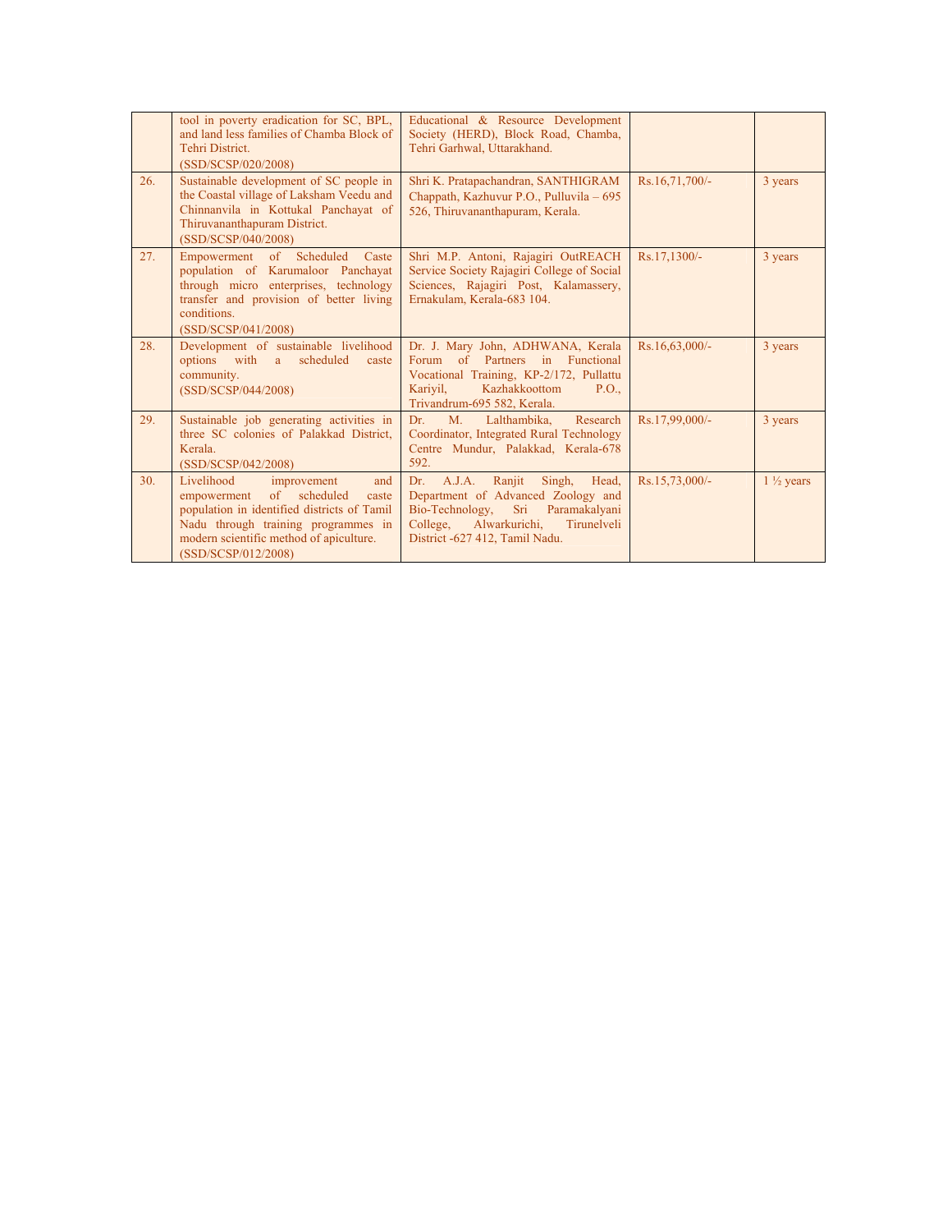| | | | | |
|---|---|---|---|---|
| | tool in poverty eradication for SC, BPL, and land less families of Chamba Block of Tehri District. (SSD/SCSP/020/2008) | Educational & Resource Development Society (HERD), Block Road, Chamba, Tehri Garhwal, Uttarakhand. | | |
| 26. | Sustainable development of SC people in the Coastal village of Laksham Veedu and Chinnanvila in Kottukal Panchayat of Thiruvananthapuram District. (SSD/SCSP/040/2008) | Shri K. Pratapachandran, SANTHIGRAM Chappath, Kazhuvur P.O., Pulluvila – 695 526, Thiruvananthapuram, Kerala. | Rs.16,71,700/- | 3 years |
| 27. | Empowerment of Scheduled Caste population of Karumaloor Panchayat through micro enterprises, technology transfer and provision of better living conditions. (SSD/SCSP/041/2008) | Shri M.P. Antoni, Rajagiri OutREACH Service Society Rajagiri College of Social Sciences, Rajagiri Post, Kalamassery, Ernakulam, Kerala-683 104. | Rs.17,1300/- | 3 years |
| 28. | Development of sustainable livelihood options with a scheduled caste community. (SSD/SCSP/044/2008) | Dr. J. Mary John, ADHWANA, Kerala Forum of Partners in Functional Vocational Training, KP-2/172, Pullattu Kariyil, Kazhakkoottom P.O., Trivandrum-695 582, Kerala. | Rs.16,63,000/- | 3 years |
| 29. | Sustainable job generating activities in three SC colonies of Palakkad District, Kerala. (SSD/SCSP/042/2008) | Dr. M. Lalthambika, Research Coordinator, Integrated Rural Technology Centre Mundur, Palakkad, Kerala-678 592. | Rs.17,99,000/- | 3 years |
| 30. | Livelihood improvement and empowerment of scheduled caste population in identified districts of Tamil Nadu through training programmes in modern scientific method of apiculture. (SSD/SCSP/012/2008) | Dr. A.J.A. Ranjit Singh, Head, Department of Advanced Zoology and Bio-Technology, Sri Paramakalyani College, Alwarkurichi, Tirunelveli District -627 412, Tamil Nadu. | Rs.15,73,000/- | 1 ½ years |